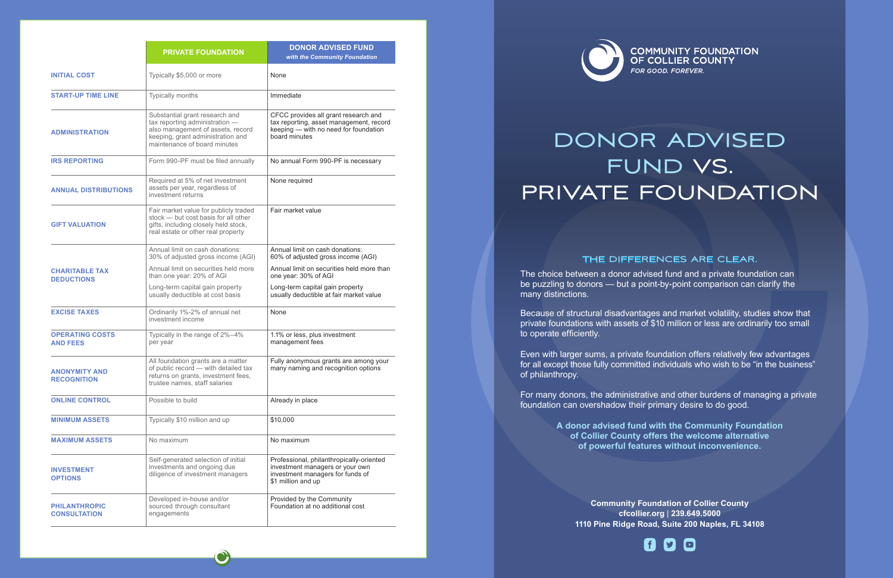| | PRIVATE FOUNDATION | DONOR ADVISED FUND *with the Community Foundation* |
|---|---|---|
| **INITIAL COST** | Typically $5,000 or more | None |
| **START-UP TIME LINE** | Typically months | Immediate |
| **ADMINISTRATION** | Substantial grant research and tax reporting administration — also management of assets, record keeping, grant administration and maintenance of board minutes | CFCC provides all grant research and tax reporting, asset management, record keeping — with no need for foundation board minutes |
| **IRS REPORTING** | Form 990-PF must be filed annually | No annual Form 990-PF is necessary |
| **ANNUAL DISTRIBUTIONS** | Required at 5% of net investment assets per year, regardless of investment returns | None required |
| **GIFT VALUATION** | Fair market value for publicly traded stock — but cost basis for all other gifts, including closely held stock, real estate or other real property | Fair market value |
| **CHARITABLE TAX DEDUCTIONS** | Annual limit on cash donations: 30% of adjusted gross income (AGI)<br>Annual limit on securities held more than one year: 20% of AGI<br>Long-term capital gain property usually deductible at cost basis | Annual limit on cash donations: 60% of adjusted gross income (AGI)<br>Annual limit on securities held more than one year: 30% of AGI<br>Long-term capital gain property usually deductible at fair market value |
| **EXCISE TAXES** | Ordinarily 1%-2% of annual net investment income | None |
| **OPERATING COSTS AND FEES** | Typically in the range of 2%–4% per year | 1.1% or less, plus investment management fees |
| **ANONYMITY AND RECOGNITION** | All foundation grants are a matter of public record — with detailed tax returns on grants, investment fees, trustee names, staff salaries | Fully anonymous grants are among your many naming and recognition options |
| **ONLINE CONTROL** | Possible to build | Already in place |
| **MINIMUM ASSETS** | Typically $10 million and up | $10,000 |
| **MAXIMUM ASSETS** | No maximum | No maximum |
| **INVESTMENT OPTIONS** | Self-generated selection of initial investments and ongoing due diligence of investment managers | Professional, philanthropically-oriented investment managers or your own investment managers for funds of $1 million and up |
| **PHILANTHROPIC CONSULTATION** | Developed in-house and/or sourced through consultant engagements | Provided by the Community Foundation at no additional cost |

**COMMUNITY FOUNDATION OF COLLIER COUNTY**
*FOR GOOD. FOREVER.*

# DONOR ADVISED FUND VS. PRIVATE FOUNDATION

## THE DIFFERENCES ARE CLEAR.

The choice between a donor advised fund and a private foundation can be puzzling to donors — but a point-by-point comparison can clarify the many distinctions.

Because of structural disadvantages and market volatility, studies show that private foundations with assets of $10 million or less are ordinarily too small to operate efficiently.

Even with larger sums, a private foundation offers relatively few advantages for all except those fully committed individuals who wish to be "in the business" of philanthropy.

For many donors, the administrative and other burdens of managing a private foundation can overshadow their primary desire to do good.

**A donor advised fund with the Community Foundation of Collier County offers the welcome alternative of powerful features without inconvenience.**

**Community Foundation of Collier County**
**cfcollier.org | 239.649.5000**
**1110 Pine Ridge Road, Suite 200 Naples, FL 34108**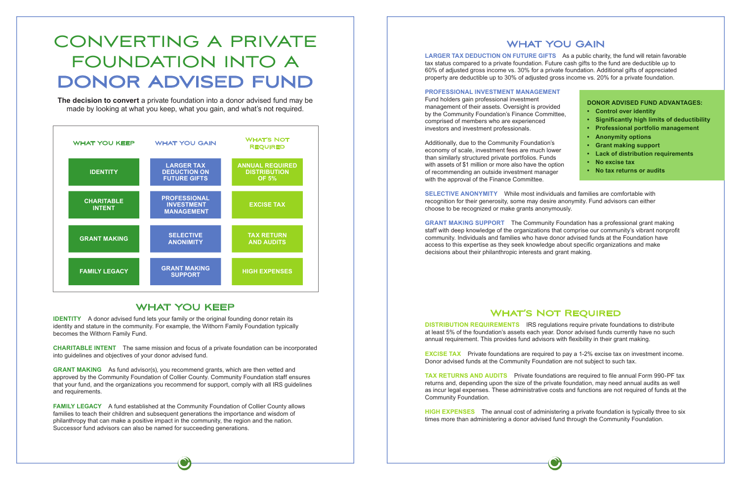# CONVERTING A PRIVATE FOUNDATION INTO A DONOR ADVISED FUND

**The decision to convert** a private foundation into a donor advised fund may be made by looking at what you keep, what you gain, and what's not required.

| WHAT YOU KEEP | WHAT YOU GAIN | WHAT'S NOT REQUIRED |
|---|---|---|
| IDENTITY | LARGER TAX DEDUCTION ON FUTURE GIFTS | ANNUAL REQUIRED DISTRIBUTION OF 5% |
| CHARITABLE INTENT | PROFESSIONAL INVESTMENT MANAGEMENT | EXCISE TAX |
| GRANT MAKING | SELECTIVE ANONIMITY | TAX RETURN AND AUDITS |
| FAMILY LEGACY | GRANT MAKING SUPPORT | HIGH EXPENSES |

## WHAT YOU KEEP

**IDENTITY** A donor advised fund lets your family or the original founding donor retain its identity and stature in the community. For example, the Withorn Family Foundation typically becomes the Withorn Family Fund.

**CHARITABLE INTENT** The same mission and focus of a private foundation can be incorporated into guidelines and objectives of your donor advised fund.

**GRANT MAKING** As fund advisor(s), you recommend grants, which are then vetted and approved by the Community Foundation of Collier County. Community Foundation staff ensures that your fund, and the organizations you recommend for support, comply with all IRS guidelines and requirements.

**FAMILY LEGACY** A fund established at the Community Foundation of Collier County allows families to teach their children and subsequent generations the importance and wisdom of philanthropy that can make a positive impact in the community, the region and the nation. Successor fund advisors can also be named for succeeding generations.

## WHAT YOU GAIN

**LARGER TAX DEDUCTION ON FUTURE GIFTS** As a public charity, the fund will retain favorable tax status compared to a private foundation. Future cash gifts to the fund are deductible up to 60% of adjusted gross income vs. 30% for a private foundation. Additional gifts of appreciated property are deductible up to 30% of adjusted gross income vs. 20% for a private foundation.

**PROFESSIONAL INVESTMENT MANAGEMENT** Fund holders gain professional investment management of their assets. Oversight is provided by the Community Foundation's Finance Committee, comprised of members who are experienced investors and investment professionals.

Additionally, due to the Community Foundation's economy of scale, investment fees are much lower than similarly structured private portfolios. Funds with assets of $1 million or more also have the option of recommending an outside investment manager with the approval of the Finance Committee.

**DONOR ADVISED FUND ADVANTAGES:**

- **Control over identity**
- **Significantly high limits of deductibility**
- **Professional portfolio management**
- **Anonymity options**
- **Grant making support**
- **Lack of distribution requirements**
- **No excise tax**
- **No tax returns or audits**

**SELECTIVE ANONYMITY** While most individuals and families are comfortable with recognition for their generosity, some may desire anonymity. Fund advisors can either choose to be recognized or make grants anonymously.

**GRANT MAKING SUPPORT** The Community Foundation has a professional grant making staff with deep knowledge of the organizations that comprise our community's vibrant nonprofit community. Individuals and families who have donor advised funds at the Foundation have access to this expertise as they seek knowledge about specific organizations and make decisions about their philanthropic interests and grant making.

## WHAT'S NOT REQUIRED

**DISTRIBUTION REQUIREMENTS** IRS regulations require private foundations to distribute at least 5% of the foundation's assets each year. Donor advised funds currently have no such annual requirement. This provides fund advisors with flexibility in their grant making.

**EXCISE TAX** Private foundations are required to pay a 1-2% excise tax on investment income. Donor advised funds at the Community Foundation are not subject to such tax.

**TAX RETURNS AND AUDITS** Private foundations are required to file annual Form 990-PF tax returns and, depending upon the size of the private foundation, may need annual audits as well as incur legal expenses. These administrative costs and functions are not required of funds at the Community Foundation.

**HIGH EXPENSES** The annual cost of administering a private foundation is typically three to six times more than administering a donor advised fund through the Community Foundation.